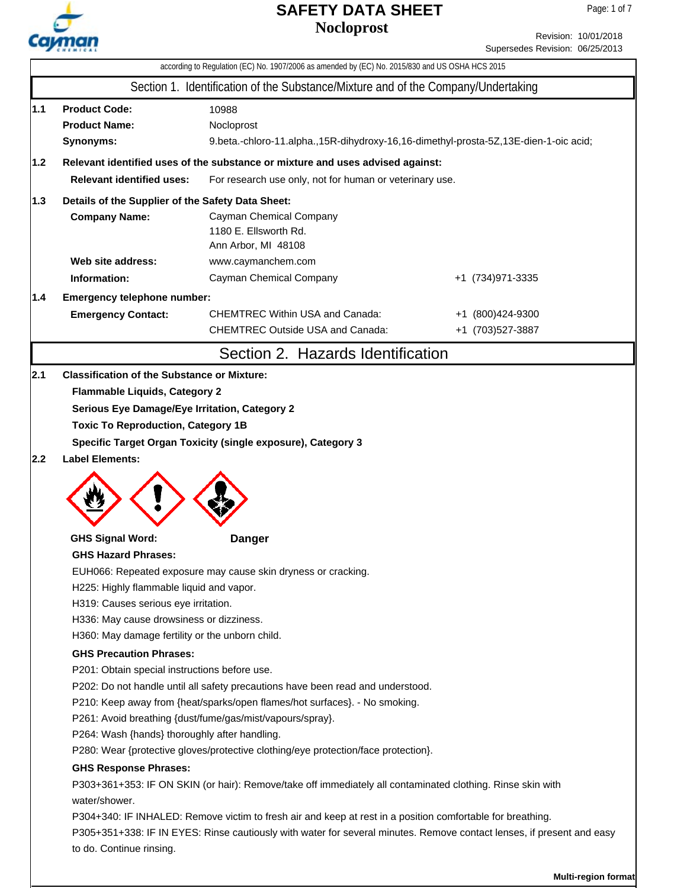# SAFETY DATA SHEET

## Nocloprost

Revision: 10/01/2018
Supersedes Revision: 06/25/2013

according to Regulation (EC) No. 1907/2006 as amended by (EC) No. 2015/830 and US OSHA HCS 2015

## Section 1. Identification of the Substance/Mixture and of the Company/Undertaking

**1.1**
**Product Code:** 10988
**Product Name:** Nocloprost
**Synonyms:** 9.beta.-chloro-11.alpha.,15R-dihydroxy-16,16-dimethyl-prosta-5Z,13E-dien-1-oic acid;

**1.2 Relevant identified uses of the substance or mixture and uses advised against:**
**Relevant identified uses:** For research use only, not for human or veterinary use.

**1.3 Details of the Supplier of the Safety Data Sheet:**
**Company Name:** Cayman Chemical Company
1180 E. Ellsworth Rd.
Ann Arbor, MI 48108
**Web site address:** www.caymanchem.com
**Information:** Cayman Chemical Company +1 (734)971-3335

**1.4 Emergency telephone number:**
**Emergency Contact:**
CHEMTREC Within USA and Canada: +1 (800)424-9300
CHEMTREC Outside USA and Canada: +1 (703)527-3887

## Section 2. Hazards Identification

**2.1 Classification of the Substance or Mixture:**

**Flammable Liquids, Category 2**
**Serious Eye Damage/Eye Irritation, Category 2**
**Toxic To Reproduction, Category 1B**
**Specific Target Organ Toxicity (single exposure), Category 3**

**2.2 Label Elements:**

**GHS Signal Word:** **Danger**

**GHS Hazard Phrases:**

EUH066: Repeated exposure may cause skin dryness or cracking.
H225: Highly flammable liquid and vapor.
H319: Causes serious eye irritation.
H336: May cause drowsiness or dizziness.
H360: May damage fertility or the unborn child.

**GHS Precaution Phrases:**

P201: Obtain special instructions before use.
P202: Do not handle until all safety precautions have been read and understood.
P210: Keep away from {heat/sparks/open flames/hot surfaces}. - No smoking.
P261: Avoid breathing {dust/fume/gas/mist/vapours/spray}.
P264: Wash {hands} thoroughly after handling.
P280: Wear {protective gloves/protective clothing/eye protection/face protection}.

**GHS Response Phrases:**

P303+361+353: IF ON SKIN (or hair): Remove/take off immediately all contaminated clothing. Rinse skin with water/shower.
P304+340: IF INHALED: Remove victim to fresh air and keep at rest in a position comfortable for breathing.
P305+351+338: IF IN EYES: Rinse cautiously with water for several minutes. Remove contact lenses, if present and easy to do. Continue rinsing.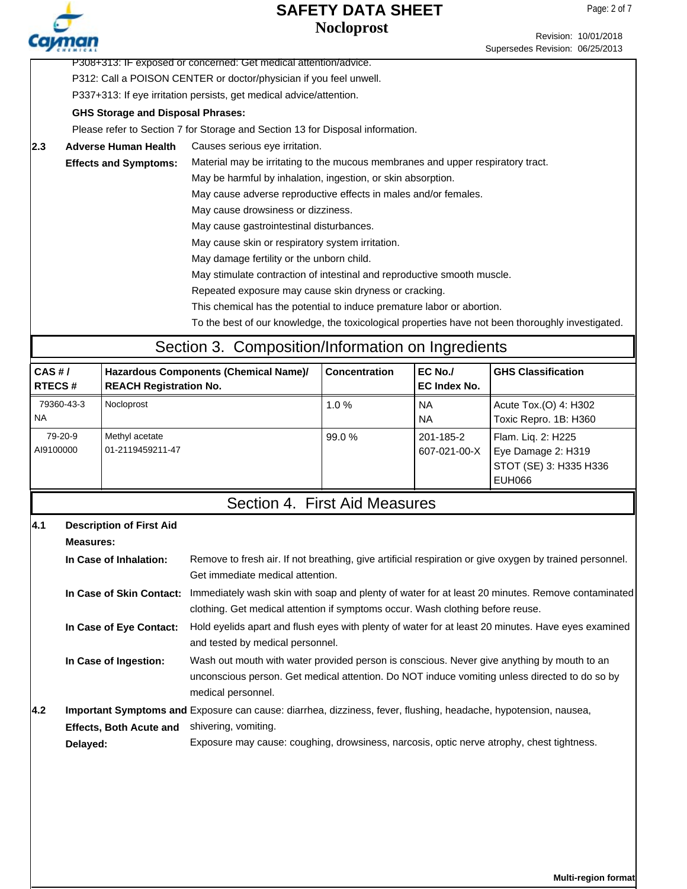P308+313: IF exposed or concerned: Get medical attention/advice.

P312: Call a POISON CENTER or doctor/physician if you feel unwell.

P337+313: If eye irritation persists, get medical advice/attention.

**GHS Storage and Disposal Phrases:**

Please refer to Section 7 for Storage and Section 13 for Disposal information.

**2.3 Adverse Human Health Effects and Symptoms:**

Causes serious eye irritation.
Material may be irritating to the mucous membranes and upper respiratory tract.
May be harmful by inhalation, ingestion, or skin absorption.
May cause adverse reproductive effects in males and/or females.
May cause drowsiness or dizziness.
May cause gastrointestinal disturbances.
May cause skin or respiratory system irritation.
May damage fertility or the unborn child.
May stimulate contraction of intestinal and reproductive smooth muscle.
Repeated exposure may cause skin dryness or cracking.
This chemical has the potential to induce premature labor or abortion.
To the best of our knowledge, the toxicological properties have not been thoroughly investigated.

## Section 3. Composition/Information on Ingredients

| CAS # / RTECS # | Hazardous Components (Chemical Name)/ REACH Registration No. | Concentration | EC No./ EC Index No. | GHS Classification |
|---|---|---|---|---|
| 79360-43-3 NA | Nocloprost | 1.0 % | NA NA | Acute Tox.(O) 4: H302 Toxic Repro. 1B: H360 |
| 79-20-9 AI9100000 | Methyl acetate 01-2119459211-47 | 99.0 % | 201-185-2 607-021-00-X | Flam. Liq. 2: H225 Eye Damage 2: H319 STOT (SE) 3: H335 H336 EUH066 |

## Section 4. First Aid Measures

**4.1 Description of First Aid Measures:**

**In Case of Inhalation:** Remove to fresh air. If not breathing, give artificial respiration or give oxygen by trained personnel. Get immediate medical attention.

**In Case of Skin Contact:** Immediately wash skin with soap and plenty of water for at least 20 minutes. Remove contaminated clothing. Get medical attention if symptoms occur. Wash clothing before reuse.

**In Case of Eye Contact:** Hold eyelids apart and flush eyes with plenty of water for at least 20 minutes. Have eyes examined and tested by medical personnel.

**In Case of Ingestion:** Wash out mouth with water provided person is conscious. Never give anything by mouth to an unconscious person. Get medical attention. Do NOT induce vomiting unless directed to do so by medical personnel.

**4.2 Important Symptoms and Effects, Both Acute and Delayed:**

Exposure can cause: diarrhea, dizziness, fever, flushing, headache, hypotension, nausea, shivering, vomiting.
Exposure may cause: coughing, drowsiness, narcosis, optic nerve atrophy, chest tightness.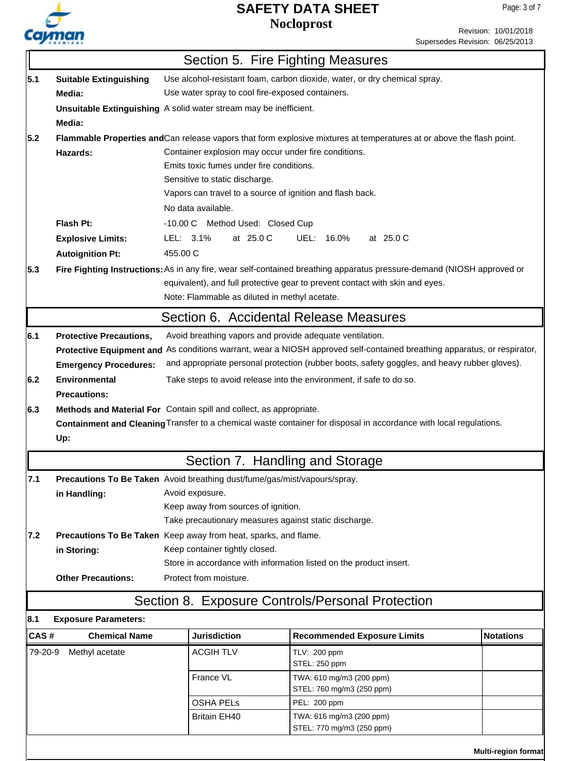## Section 5. Fire Fighting Measures

**5.1 Suitable Extinguishing Media:** Use alcohol-resistant foam, carbon dioxide, water, or dry chemical spray.
Use water spray to cool fire-exposed containers.

**Unsuitable Extinguishing Media:** A solid water stream may be inefficient.

**5.2 Flammable Properties and Hazards:** Can release vapors that form explosive mixtures at temperatures at or above the flash point.
Container explosion may occur under fire conditions.
Emits toxic fumes under fire conditions.
Sensitive to static discharge.
Vapors can travel to a source of ignition and flash back.

No data available.

**Flash Pt:** -10.00 C Method Used: Closed Cup

**Explosive Limits:** LEL: 3.1% at 25.0 C UEL: 16.0% at 25.0 C

**Autoignition Pt:** 455.00 C

**5.3 Fire Fighting Instructions:** As in any fire, wear self-contained breathing apparatus pressure-demand (NIOSH approved or equivalent), and full protective gear to prevent contact with skin and eyes.
Note: Flammable as diluted in methyl acetate.

## Section 6. Accidental Release Measures

**6.1 Protective Precautions, Protective Equipment and Emergency Procedures:** Avoid breathing vapors and provide adequate ventilation.
As conditions warrant, wear a NIOSH approved self-contained breathing apparatus, or respirator, and appropriate personal protection (rubber boots, safety goggles, and heavy rubber gloves).

**6.2 Environmental Precautions:** Take steps to avoid release into the environment, if safe to do so.

**6.3 Methods and Material For Containment and Cleaning Up:** Contain spill and collect, as appropriate.
Transfer to a chemical waste container for disposal in accordance with local regulations.

## Section 7. Handling and Storage

**7.1 Precautions To Be Taken in Handling:** Avoid breathing dust/fume/gas/mist/vapours/spray.
Avoid exposure.
Keep away from sources of ignition.
Take precautionary measures against static discharge.

**7.2 Precautions To Be Taken in Storing:** Keep away from heat, sparks, and flame.
Keep container tightly closed.
Store in accordance with information listed on the product insert.

**Other Precautions:** Protect from moisture.

## Section 8. Exposure Controls/Personal Protection

**8.1 Exposure Parameters:**

| CAS # | Chemical Name | Jurisdiction | Recommended Exposure Limits | Notations |
|---|---|---|---|---|
| 79-20-9 | Methyl acetate | ACGIH TLV | TLV: 200 ppm<br>STEL: 250 ppm | |
| | | France VL | TWA: 610 mg/m3 (200 ppm)<br>STEL: 760 mg/m3 (250 ppm) | |
| | | OSHA PELs | PEL: 200 ppm | |
| | | Britain EH40 | TWA: 616 mg/m3 (200 ppm)<br>STEL: 770 mg/m3 (250 ppm) | |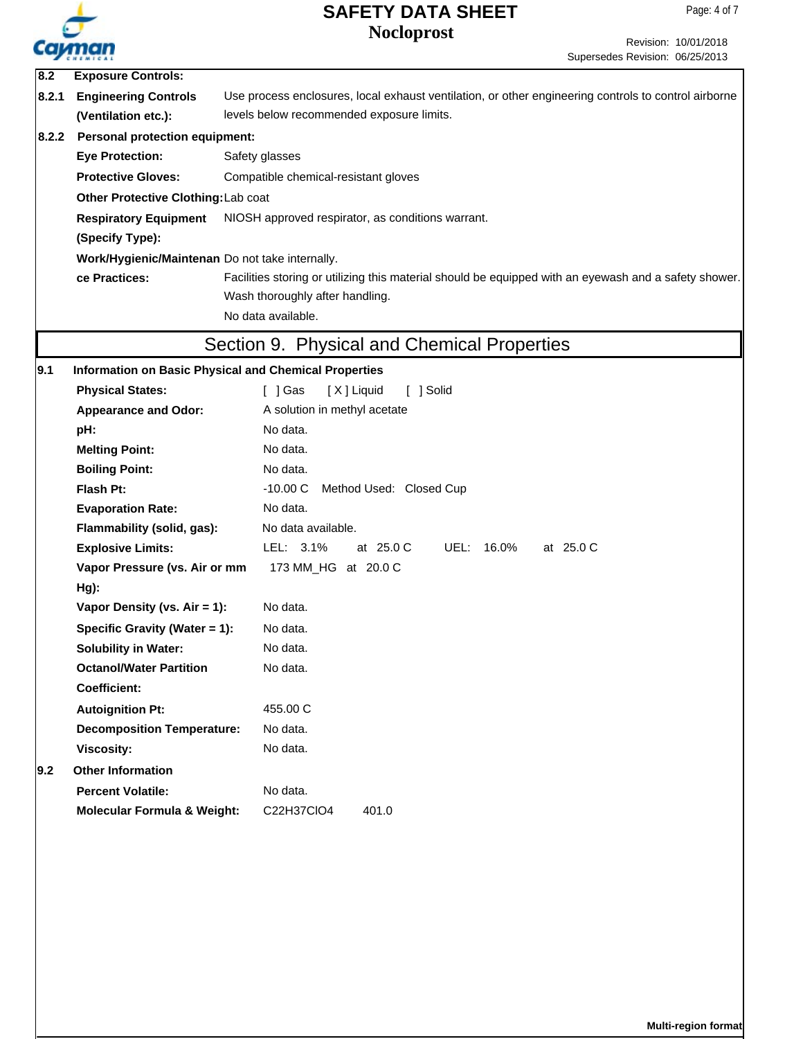**8.2 Exposure Controls:**

**8.2.1 Engineering Controls (Ventilation etc.):** Use process enclosures, local exhaust ventilation, or other engineering controls to control airborne levels below recommended exposure limits.

**8.2.2 Personal protection equipment:**

| | |
|---|---|
| **Eye Protection:** | Safety glasses |
| **Protective Gloves:** | Compatible chemical-resistant gloves |
| **Other Protective Clothing:** | Lab coat |
| **Respiratory Equipment (Specify Type):** | NIOSH approved respirator, as conditions warrant. |
| **Work/Hygienic/Maintenance Practices:** | Do not take internally.<br>Facilities storing or utilizing this material should be equipped with an eyewash and a safety shower.<br>Wash thoroughly after handling.<br>No data available. |

# Section 9. Physical and Chemical Properties

**9.1 Information on Basic Physical and Chemical Properties**

| | |
|---|---|
| **Physical States:** | [ ] Gas [ X ] Liquid [ ] Solid |
| **Appearance and Odor:** | A solution in methyl acetate |
| **pH:** | No data. |
| **Melting Point:** | No data. |
| **Boiling Point:** | No data. |
| **Flash Pt:** | -10.00 C Method Used: Closed Cup |
| **Evaporation Rate:** | No data. |
| **Flammability (solid, gas):** | No data available. |
| **Explosive Limits:** | LEL: 3.1% at 25.0 C UEL: 16.0% at 25.0 C |
| **Vapor Pressure (vs. Air or mm Hg):** | 173 MM_HG at 20.0 C |
| **Vapor Density (vs. Air = 1):** | No data. |
| **Specific Gravity (Water = 1):** | No data. |
| **Solubility in Water:** | No data. |
| **Octanol/Water Partition Coefficient:** | No data. |
| **Autoignition Pt:** | 455.00 C |
| **Decomposition Temperature:** | No data. |
| **Viscosity:** | No data. |

**9.2 Other Information**

| | |
|---|---|
| **Percent Volatile:** | No data. |
| **Molecular Formula & Weight:** | $C_{22}H_{37}ClO_4$ 401.0 |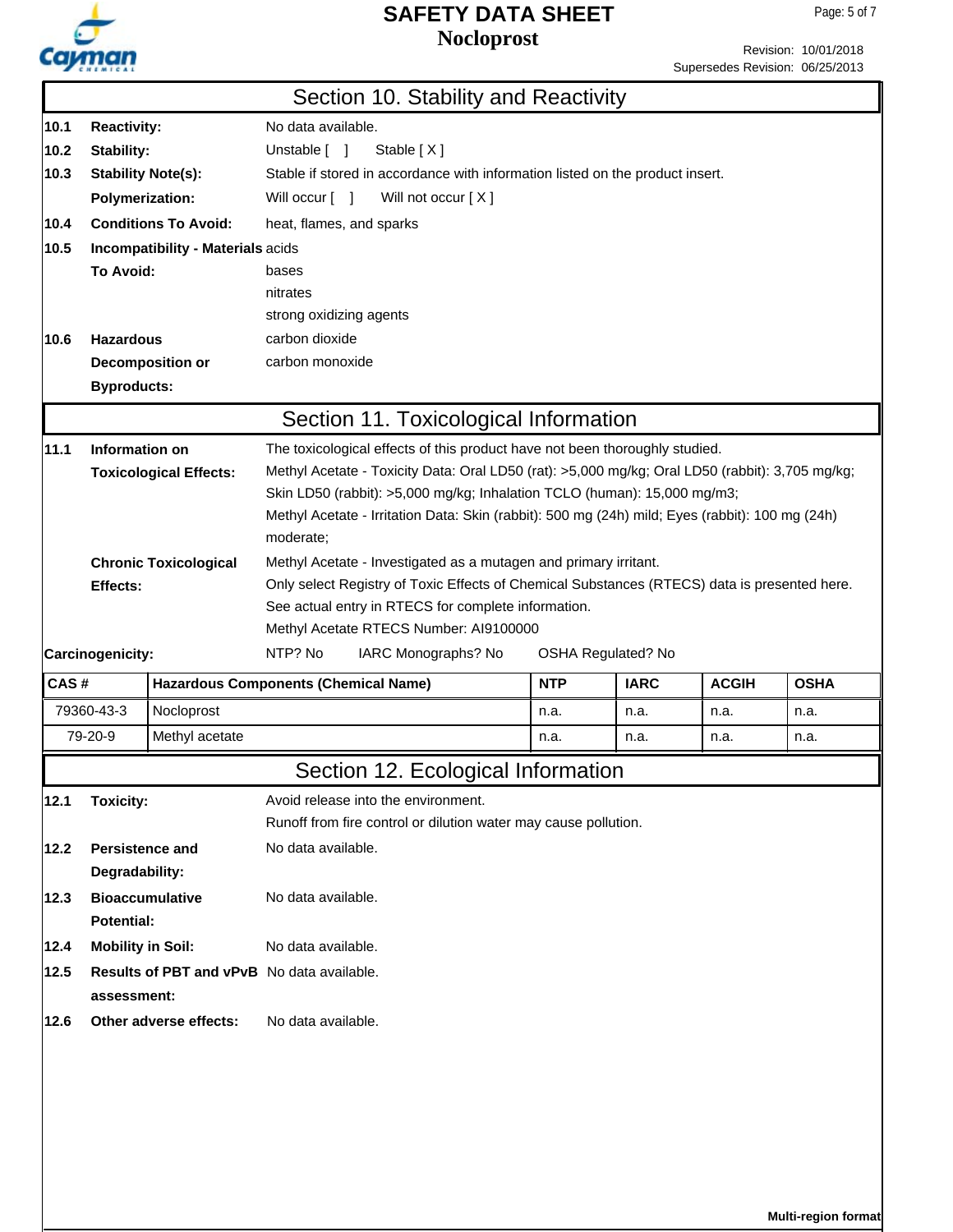## Section 10. Stability and Reactivity

**10.1 Reactivity:** No data available.

**10.2 Stability:** Unstable [ ] Stable [ X ]

**10.3 Stability Note(s):** Stable if stored in accordance with information listed on the product insert.

**Polymerization:** Will occur [ ] Will not occur [ X ]

**10.4 Conditions To Avoid:** heat, flames, and sparks

**10.5 Incompatibility - Materials To Avoid:**
acids
bases
nitrates
strong oxidizing agents

**10.6 Hazardous Decomposition or Byproducts:**
carbon dioxide
carbon monoxide

## Section 11. Toxicological Information

**11.1 Information on Toxicological Effects:** The toxicological effects of this product have not been thoroughly studied.
Methyl Acetate - Toxicity Data: Oral LD50 (rat): >5,000 mg/kg; Oral LD50 (rabbit): 3,705 mg/kg; Skin LD50 (rabbit): >5,000 mg/kg; Inhalation TCLO (human): 15,000 mg/m3;
Methyl Acetate - Irritation Data: Skin (rabbit): 500 mg (24h) mild; Eyes (rabbit): 100 mg (24h) moderate;

**Chronic Toxicological Effects:** Methyl Acetate - Investigated as a mutagen and primary irritant.
Only select Registry of Toxic Effects of Chemical Substances (RTECS) data is presented here. See actual entry in RTECS for complete information.
Methyl Acetate RTECS Number: AI9100000

**Carcinogenicity:** NTP? No IARC Monographs? No OSHA Regulated? No

| CAS # | Hazardous Components (Chemical Name) | NTP | IARC | ACGIH | OSHA |
|---|---|---|---|---|---|
| 79360-43-3 | Nocloprost | n.a. | n.a. | n.a. | n.a. |
| 79-20-9 | Methyl acetate | n.a. | n.a. | n.a. | n.a. |

## Section 12. Ecological Information

**12.1 Toxicity:** Avoid release into the environment.
Runoff from fire control or dilution water may cause pollution.

**12.2 Persistence and Degradability:** No data available.

**12.3 Bioaccumulative Potential:** No data available.

**12.4 Mobility in Soil:** No data available.

**12.5 Results of PBT and vPvB assessment:** No data available.

**12.6 Other adverse effects:** No data available.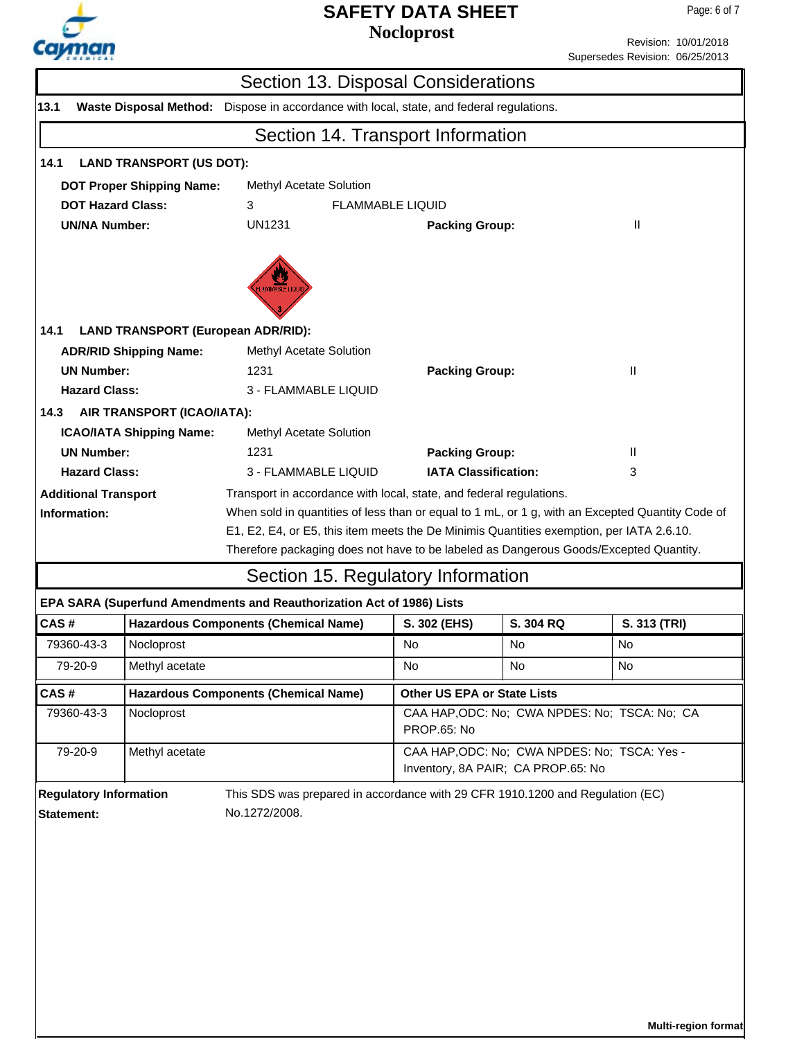## Section 13. Disposal Considerations

**13.1 Waste Disposal Method:** Dispose in accordance with local, state, and federal regulations.

## Section 14. Transport Information

**14.1 LAND TRANSPORT (US DOT):**

**DOT Proper Shipping Name:** Methyl Acetate Solution

**DOT Hazard Class:** 3 FLAMMABLE LIQUID

**UN/NA Number:** UN1231 **Packing Group:** II

**14.1 LAND TRANSPORT (European ADR/RID):**

**ADR/RID Shipping Name:** Methyl Acetate Solution

**UN Number:** 1231 **Packing Group:** II

**Hazard Class:** 3 - FLAMMABLE LIQUID

**14.3 AIR TRANSPORT (ICAO/IATA):**

**ICAO/IATA Shipping Name:** Methyl Acetate Solution

**UN Number:** 1231 **Packing Group:** II

**Hazard Class:** 3 - FLAMMABLE LIQUID **IATA Classification:** 3

**Additional Transport Information:** Transport in accordance with local, state, and federal regulations.
When sold in quantities of less than or equal to 1 mL, or 1 g, with an Excepted Quantity Code of E1, E2, E4, or E5, this item meets the De Minimis Quantities exemption, per IATA 2.6.10. Therefore packaging does not have to be labeled as Dangerous Goods/Excepted Quantity.

## Section 15. Regulatory Information

**EPA SARA (Superfund Amendments and Reauthorization Act of 1986) Lists**

| CAS # | Hazardous Components (Chemical Name) | S. 302 (EHS) | S. 304 RQ | S. 313 (TRI) |
|---|---|---|---|---|
| 79360-43-3 | Nocloprost | No | No | No |
| 79-20-9 | Methyl acetate | No | No | No |

| CAS # | Hazardous Components (Chemical Name) | Other US EPA or State Lists |
|---|---|---|
| 79360-43-3 | Nocloprost | CAA HAP,ODC: No; CWA NPDES: No; TSCA: No; CA PROP.65: No |
| 79-20-9 | Methyl acetate | CAA HAP,ODC: No; CWA NPDES: No; TSCA: Yes - Inventory, 8A PAIR; CA PROP.65: No |

**Regulatory Information Statement:** This SDS was prepared in accordance with 29 CFR 1910.1200 and Regulation (EC) No.1272/2008.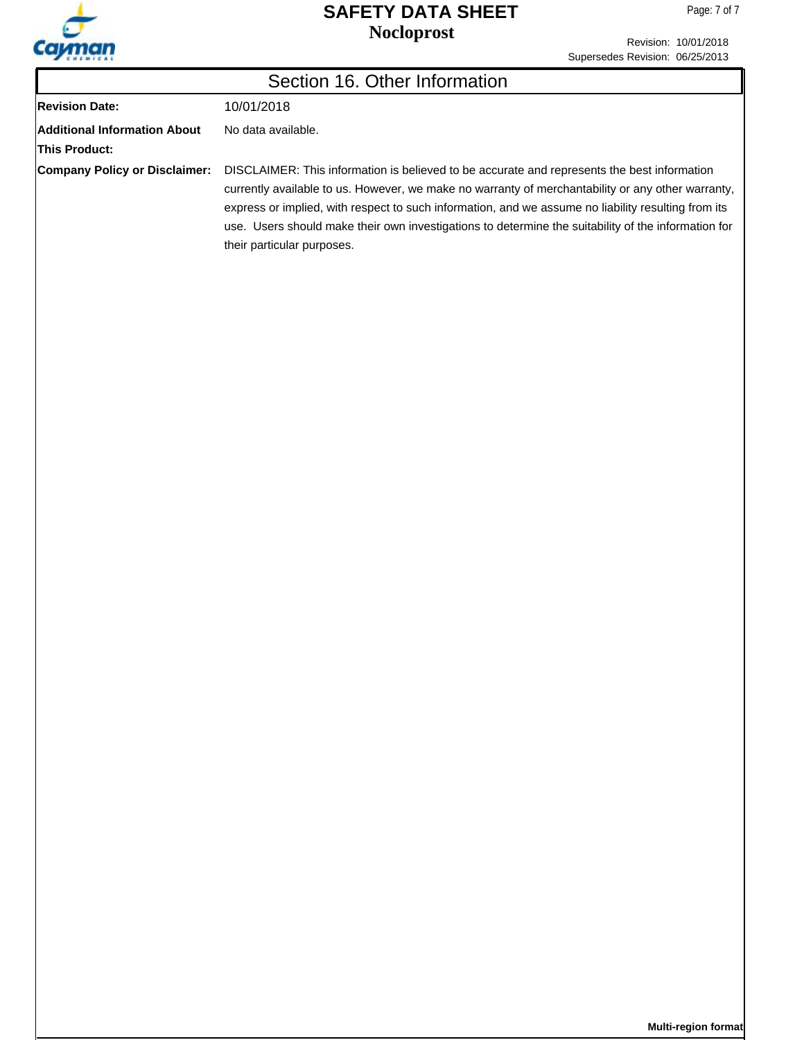## Section 16. Other Information

| | |
|---|---|
| **Revision Date:** | 10/01/2018 |
| **Additional Information About This Product:** | No data available. |
| **Company Policy or Disclaimer:** | DISCLAIMER: This information is believed to be accurate and represents the best information currently available to us. However, we make no warranty of merchantability or any other warranty, express or implied, with respect to such information, and we assume no liability resulting from its use. Users should make their own investigations to determine the suitability of the information for their particular purposes. |

**Multi-region format**